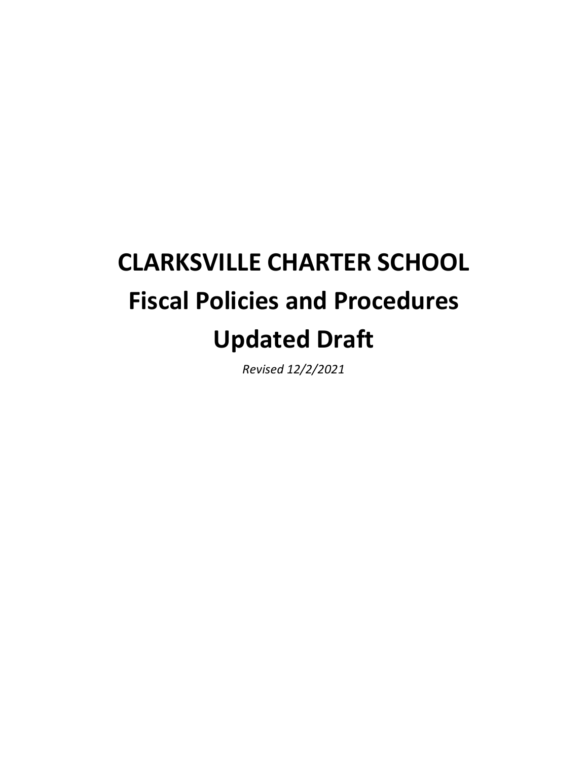# CLARKSVILLE CHARTER SCHOOL

# Fiscal Policies and Procedures

# Updated Draft

*Revised 12/2/2021*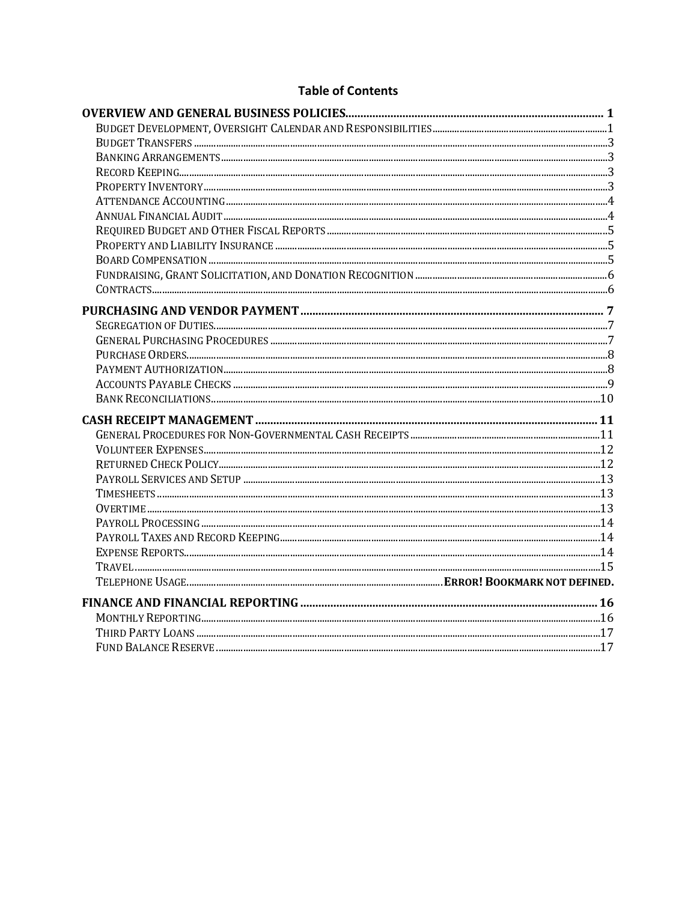## Table of Contents

**OVERVIEW AND GENERAL BUSINESS POLICIES** .......... **1**

- Budget Development, Oversight Calendar and Responsibilities .......... 1
- Budget Transfers .......... 3
- Banking Arrangements .......... 3
- Record Keeping .......... 3
- Property Inventory .......... 3
- Attendance Accounting .......... 4
- Annual Financial Audit .......... 4
- Required Budget and Other Fiscal Reports .......... 5
- Property and Liability Insurance .......... 5
- Board Compensation .......... 5
- Fundraising, Grant Solicitation, and Donation Recognition .......... 6
- Contracts .......... 6

**PURCHASING AND VENDOR PAYMENT** .......... **7**

- Segregation of Duties .......... 7
- General Purchasing Procedures .......... 7
- Purchase Orders .......... 8
- Payment Authorization .......... 8
- Accounts Payable Checks .......... 9
- Bank Reconciliations .......... 10

**CASH RECEIPT MANAGEMENT** .......... **11**

- General Procedures for Non-Governmental Cash Receipts .......... 11
- Volunteer Expenses .......... 12
- Returned Check Policy .......... 12
- Payroll Services and Setup .......... 13
- Timesheets .......... 13
- Overtime .......... 13
- Payroll Processing .......... 14
- Payroll Taxes and Record Keeping .......... 14
- Expense Reports .......... 14
- Travel .......... 15
- Telephone Usage .......... **Error! Bookmark not defined.**

**FINANCE AND FINANCIAL REPORTING** .......... **16**

- Monthly Reporting .......... 16
- Third Party Loans .......... 17
- Fund Balance Reserve .......... 17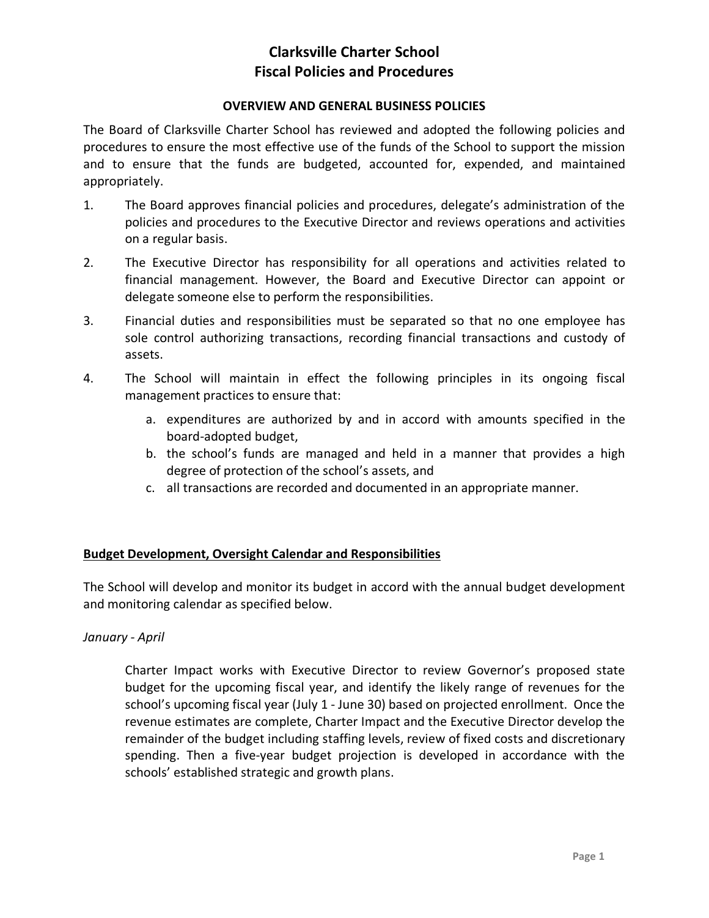# Clarksville Charter School
# Fiscal Policies and Procedures

## OVERVIEW AND GENERAL BUSINESS POLICIES

The Board of Clarksville Charter School has reviewed and adopted the following policies and procedures to ensure the most effective use of the funds of the School to support the mission and to ensure that the funds are budgeted, accounted for, expended, and maintained appropriately.

1. The Board approves financial policies and procedures, delegate's administration of the policies and procedures to the Executive Director and reviews operations and activities on a regular basis.
2. The Executive Director has responsibility for all operations and activities related to financial management. However, the Board and Executive Director can appoint or delegate someone else to perform the responsibilities.
3. Financial duties and responsibilities must be separated so that no one employee has sole control authorizing transactions, recording financial transactions and custody of assets.
4. The School will maintain in effect the following principles in its ongoing fiscal management practices to ensure that:
   a. expenditures are authorized by and in accord with amounts specified in the board-adopted budget,
   b. the school's funds are managed and held in a manner that provides a high degree of protection of the school's assets, and
   c. all transactions are recorded and documented in an appropriate manner.

### Budget Development, Oversight Calendar and Responsibilities

The School will develop and monitor its budget in accord with the annual budget development and monitoring calendar as specified below.

*January - April*

Charter Impact works with Executive Director to review Governor's proposed state budget for the upcoming fiscal year, and identify the likely range of revenues for the school's upcoming fiscal year (July 1 - June 30) based on projected enrollment. Once the revenue estimates are complete, Charter Impact and the Executive Director develop the remainder of the budget including staffing levels, review of fixed costs and discretionary spending. Then a five-year budget projection is developed in accordance with the schools' established strategic and growth plans.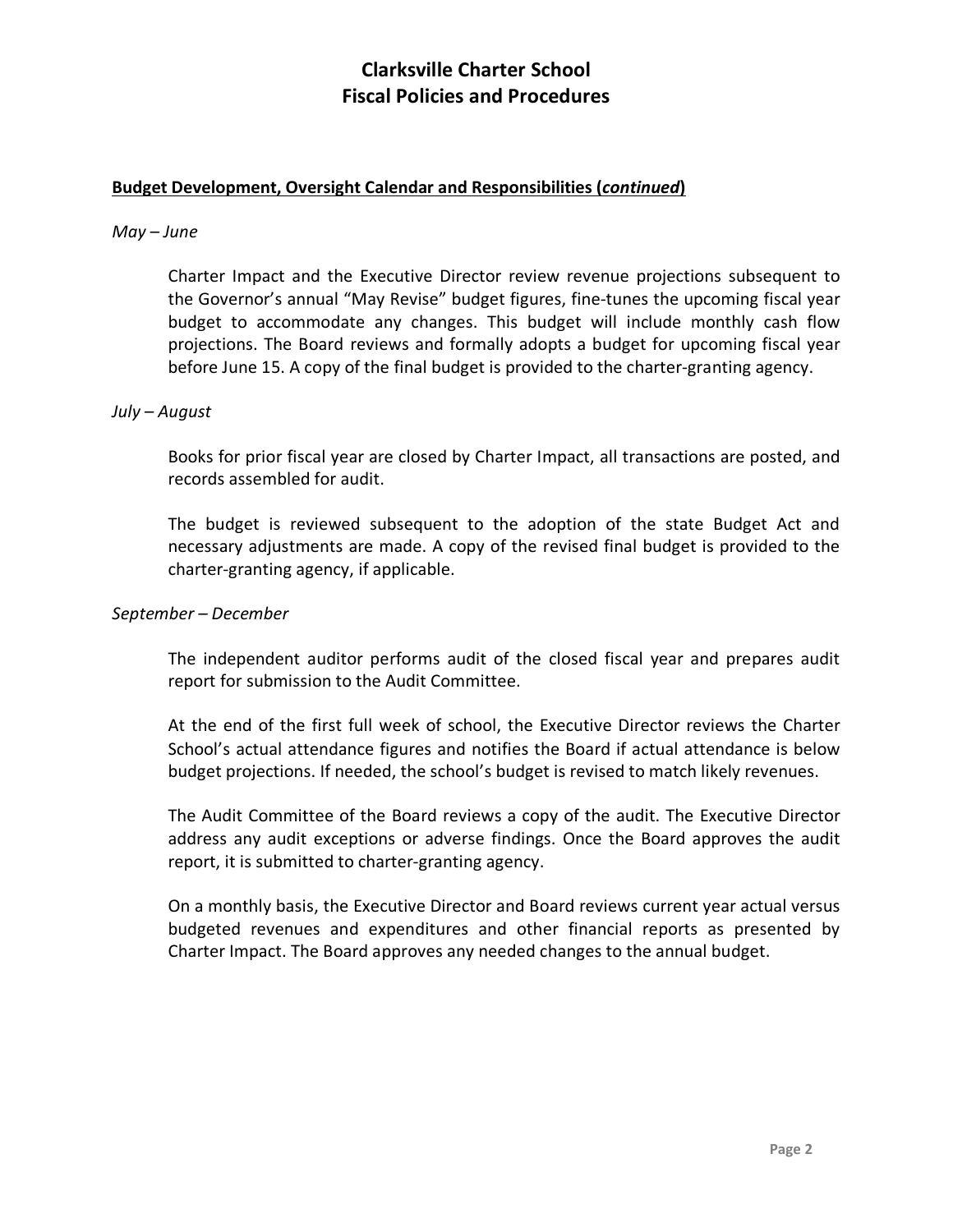# Clarksville Charter School
# Fiscal Policies and Procedures

**Budget Development, Oversight Calendar and Responsibilities (*continued*)**

*May – June*

Charter Impact and the Executive Director review revenue projections subsequent to the Governor's annual "May Revise" budget figures, fine-tunes the upcoming fiscal year budget to accommodate any changes. This budget will include monthly cash flow projections. The Board reviews and formally adopts a budget for upcoming fiscal year before June 15. A copy of the final budget is provided to the charter-granting agency.

*July – August*

Books for prior fiscal year are closed by Charter Impact, all transactions are posted, and records assembled for audit.

The budget is reviewed subsequent to the adoption of the state Budget Act and necessary adjustments are made. A copy of the revised final budget is provided to the charter-granting agency, if applicable.

*September – December*

The independent auditor performs audit of the closed fiscal year and prepares audit report for submission to the Audit Committee.

At the end of the first full week of school, the Executive Director reviews the Charter School's actual attendance figures and notifies the Board if actual attendance is below budget projections. If needed, the school's budget is revised to match likely revenues.

The Audit Committee of the Board reviews a copy of the audit. The Executive Director address any audit exceptions or adverse findings. Once the Board approves the audit report, it is submitted to charter-granting agency.

On a monthly basis, the Executive Director and Board reviews current year actual versus budgeted revenues and expenditures and other financial reports as presented by Charter Impact. The Board approves any needed changes to the annual budget.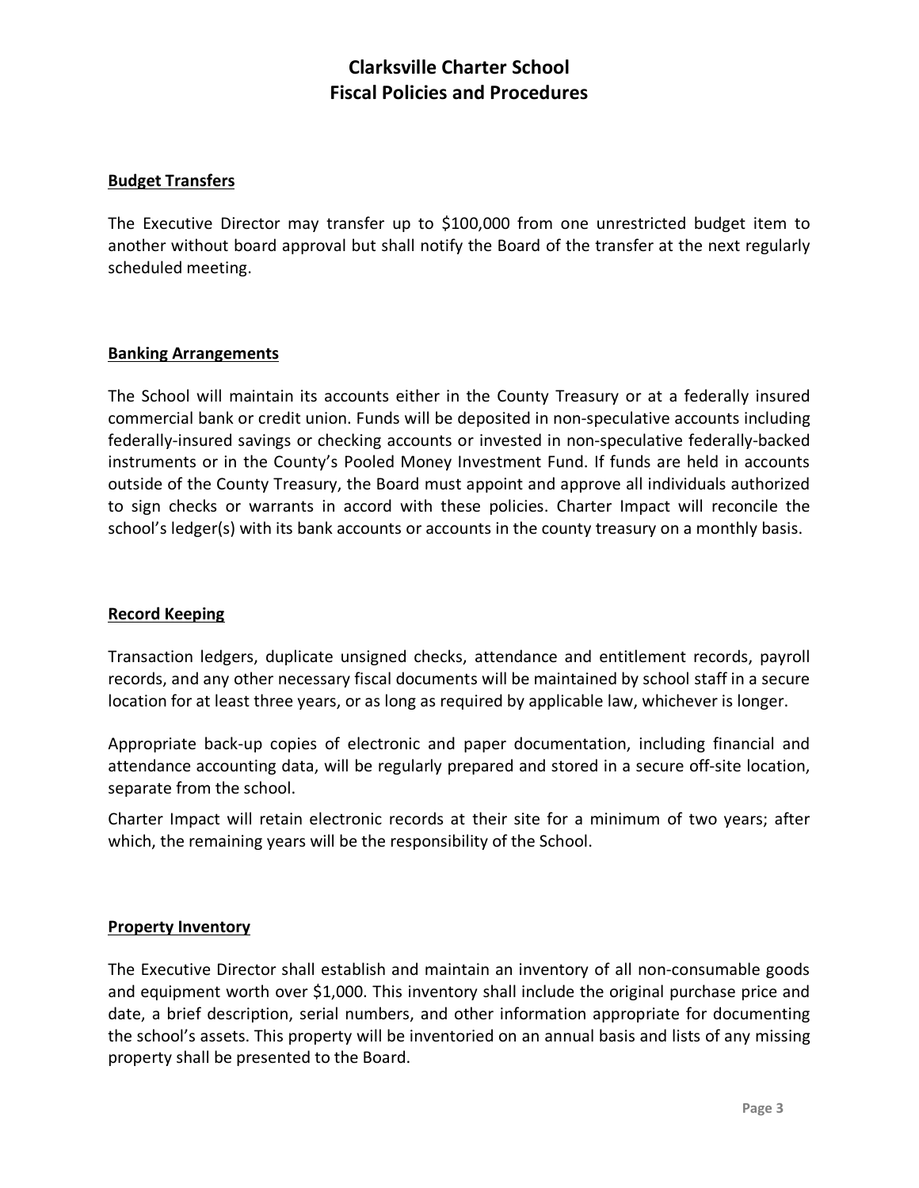## Budget Transfers

The Executive Director may transfer up to $100,000 from one unrestricted budget item to another without board approval but shall notify the Board of the transfer at the next regularly scheduled meeting.

## Banking Arrangements

The School will maintain its accounts either in the County Treasury or at a federally insured commercial bank or credit union. Funds will be deposited in non-speculative accounts including federally-insured savings or checking accounts or invested in non-speculative federally-backed instruments or in the County's Pooled Money Investment Fund. If funds are held in accounts outside of the County Treasury, the Board must appoint and approve all individuals authorized to sign checks or warrants in accord with these policies. Charter Impact will reconcile the school's ledger(s) with its bank accounts or accounts in the county treasury on a monthly basis.

## Record Keeping

Transaction ledgers, duplicate unsigned checks, attendance and entitlement records, payroll records, and any other necessary fiscal documents will be maintained by school staff in a secure location for at least three years, or as long as required by applicable law, whichever is longer.

Appropriate back-up copies of electronic and paper documentation, including financial and attendance accounting data, will be regularly prepared and stored in a secure off-site location, separate from the school.

Charter Impact will retain electronic records at their site for a minimum of two years; after which, the remaining years will be the responsibility of the School.

## Property Inventory

The Executive Director shall establish and maintain an inventory of all non-consumable goods and equipment worth over $1,000. This inventory shall include the original purchase price and date, a brief description, serial numbers, and other information appropriate for documenting the school's assets. This property will be inventoried on an annual basis and lists of any missing property shall be presented to the Board.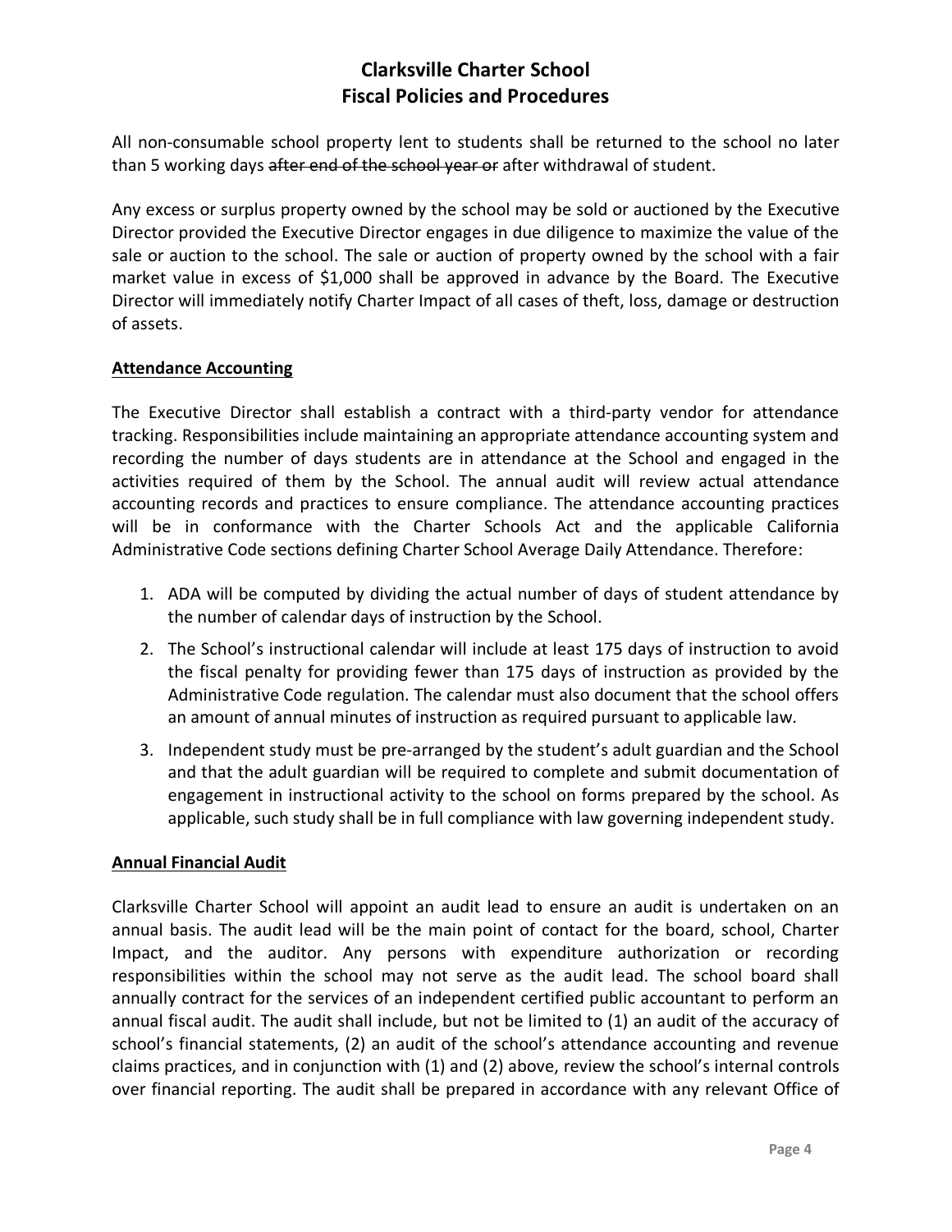All non-consumable school property lent to students shall be returned to the school no later than 5 working days ~~after end of the school year or~~ after withdrawal of student.

Any excess or surplus property owned by the school may be sold or auctioned by the Executive Director provided the Executive Director engages in due diligence to maximize the value of the sale or auction to the school. The sale or auction of property owned by the school with a fair market value in excess of $1,000 shall be approved in advance by the Board. The Executive Director will immediately notify Charter Impact of all cases of theft, loss, damage or destruction of assets.

**Attendance Accounting**

The Executive Director shall establish a contract with a third-party vendor for attendance tracking. Responsibilities include maintaining an appropriate attendance accounting system and recording the number of days students are in attendance at the School and engaged in the activities required of them by the School. The annual audit will review actual attendance accounting records and practices to ensure compliance. The attendance accounting practices will be in conformance with the Charter Schools Act and the applicable California Administrative Code sections defining Charter School Average Daily Attendance. Therefore:

1. ADA will be computed by dividing the actual number of days of student attendance by the number of calendar days of instruction by the School.
2. The School's instructional calendar will include at least 175 days of instruction to avoid the fiscal penalty for providing fewer than 175 days of instruction as provided by the Administrative Code regulation. The calendar must also document that the school offers an amount of annual minutes of instruction as required pursuant to applicable law.
3. Independent study must be pre-arranged by the student's adult guardian and the School and that the adult guardian will be required to complete and submit documentation of engagement in instructional activity to the school on forms prepared by the school. As applicable, such study shall be in full compliance with law governing independent study.

**Annual Financial Audit**

Clarksville Charter School will appoint an audit lead to ensure an audit is undertaken on an annual basis. The audit lead will be the main point of contact for the board, school, Charter Impact, and the auditor. Any persons with expenditure authorization or recording responsibilities within the school may not serve as the audit lead. The school board shall annually contract for the services of an independent certified public accountant to perform an annual fiscal audit. The audit shall include, but not be limited to (1) an audit of the accuracy of school's financial statements, (2) an audit of the school's attendance accounting and revenue claims practices, and in conjunction with (1) and (2) above, review the school's internal controls over financial reporting. The audit shall be prepared in accordance with any relevant Office of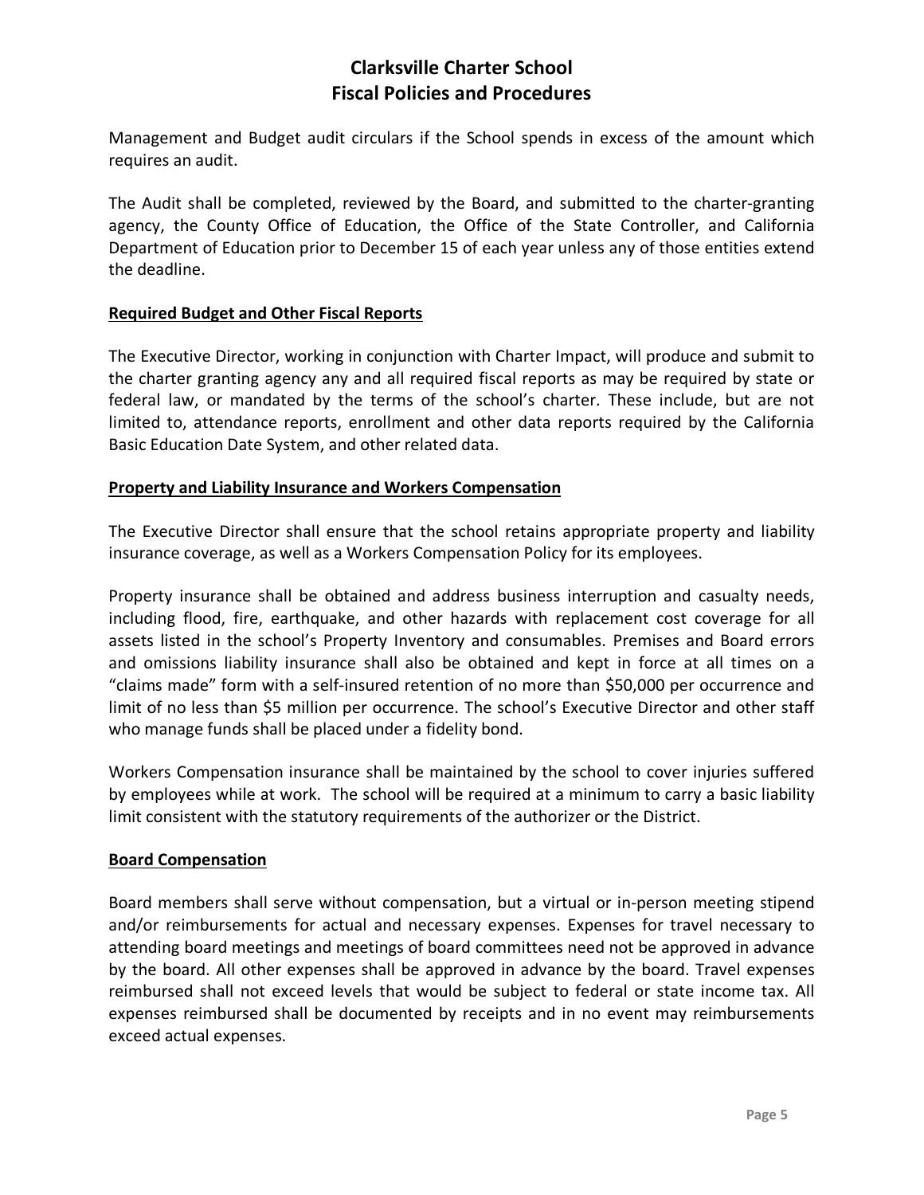Management and Budget audit circulars if the School spends in excess of the amount which requires an audit.

The Audit shall be completed, reviewed by the Board, and submitted to the charter-granting agency, the County Office of Education, the Office of the State Controller, and California Department of Education prior to December 15 of each year unless any of those entities extend the deadline.

**Required Budget and Other Fiscal Reports**

The Executive Director, working in conjunction with Charter Impact, will produce and submit to the charter granting agency any and all required fiscal reports as may be required by state or federal law, or mandated by the terms of the school's charter. These include, but are not limited to, attendance reports, enrollment and other data reports required by the California Basic Education Date System, and other related data.

**Property and Liability Insurance and Workers Compensation**

The Executive Director shall ensure that the school retains appropriate property and liability insurance coverage, as well as a Workers Compensation Policy for its employees.

Property insurance shall be obtained and address business interruption and casualty needs, including flood, fire, earthquake, and other hazards with replacement cost coverage for all assets listed in the school's Property Inventory and consumables. Premises and Board errors and omissions liability insurance shall also be obtained and kept in force at all times on a "claims made" form with a self-insured retention of no more than $50,000 per occurrence and limit of no less than $5 million per occurrence. The school's Executive Director and other staff who manage funds shall be placed under a fidelity bond.

Workers Compensation insurance shall be maintained by the school to cover injuries suffered by employees while at work. The school will be required at a minimum to carry a basic liability limit consistent with the statutory requirements of the authorizer or the District.

**Board Compensation**

Board members shall serve without compensation, but a virtual or in-person meeting stipend and/or reimbursements for actual and necessary expenses. Expenses for travel necessary to attending board meetings and meetings of board committees need not be approved in advance by the board. All other expenses shall be approved in advance by the board. Travel expenses reimbursed shall not exceed levels that would be subject to federal or state income tax. All expenses reimbursed shall be documented by receipts and in no event may reimbursements exceed actual expenses.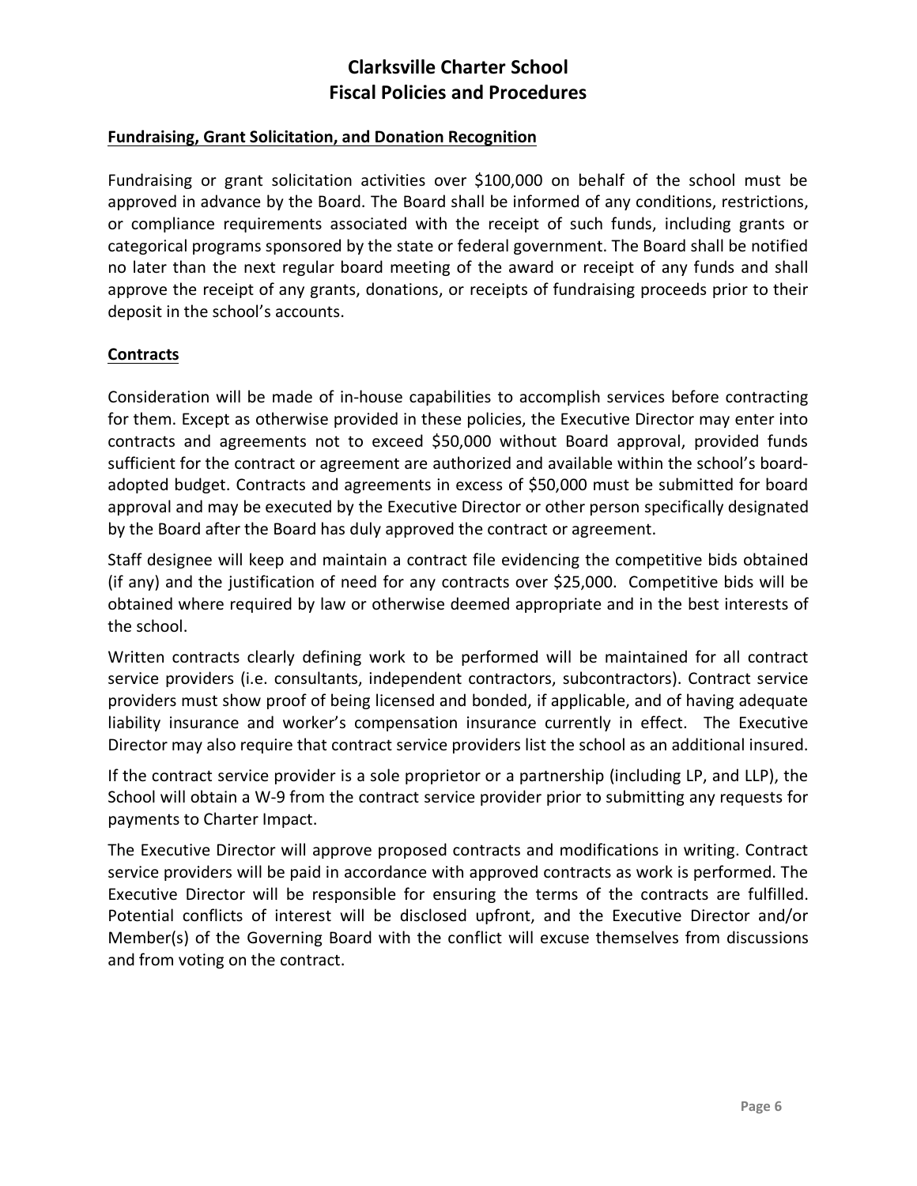## Fundraising, Grant Solicitation, and Donation Recognition

Fundraising or grant solicitation activities over $100,000 on behalf of the school must be approved in advance by the Board. The Board shall be informed of any conditions, restrictions, or compliance requirements associated with the receipt of such funds, including grants or categorical programs sponsored by the state or federal government. The Board shall be notified no later than the next regular board meeting of the award or receipt of any funds and shall approve the receipt of any grants, donations, or receipts of fundraising proceeds prior to their deposit in the school's accounts.

## Contracts

Consideration will be made of in-house capabilities to accomplish services before contracting for them. Except as otherwise provided in these policies, the Executive Director may enter into contracts and agreements not to exceed $50,000 without Board approval, provided funds sufficient for the contract or agreement are authorized and available within the school's board-adopted budget. Contracts and agreements in excess of $50,000 must be submitted for board approval and may be executed by the Executive Director or other person specifically designated by the Board after the Board has duly approved the contract or agreement.

Staff designee will keep and maintain a contract file evidencing the competitive bids obtained (if any) and the justification of need for any contracts over $25,000. Competitive bids will be obtained where required by law or otherwise deemed appropriate and in the best interests of the school.

Written contracts clearly defining work to be performed will be maintained for all contract service providers (i.e. consultants, independent contractors, subcontractors). Contract service providers must show proof of being licensed and bonded, if applicable, and of having adequate liability insurance and worker's compensation insurance currently in effect. The Executive Director may also require that contract service providers list the school as an additional insured.

If the contract service provider is a sole proprietor or a partnership (including LP, and LLP), the School will obtain a W-9 from the contract service provider prior to submitting any requests for payments to Charter Impact.

The Executive Director will approve proposed contracts and modifications in writing. Contract service providers will be paid in accordance with approved contracts as work is performed. The Executive Director will be responsible for ensuring the terms of the contracts are fulfilled. Potential conflicts of interest will be disclosed upfront, and the Executive Director and/or Member(s) of the Governing Board with the conflict will excuse themselves from discussions and from voting on the contract.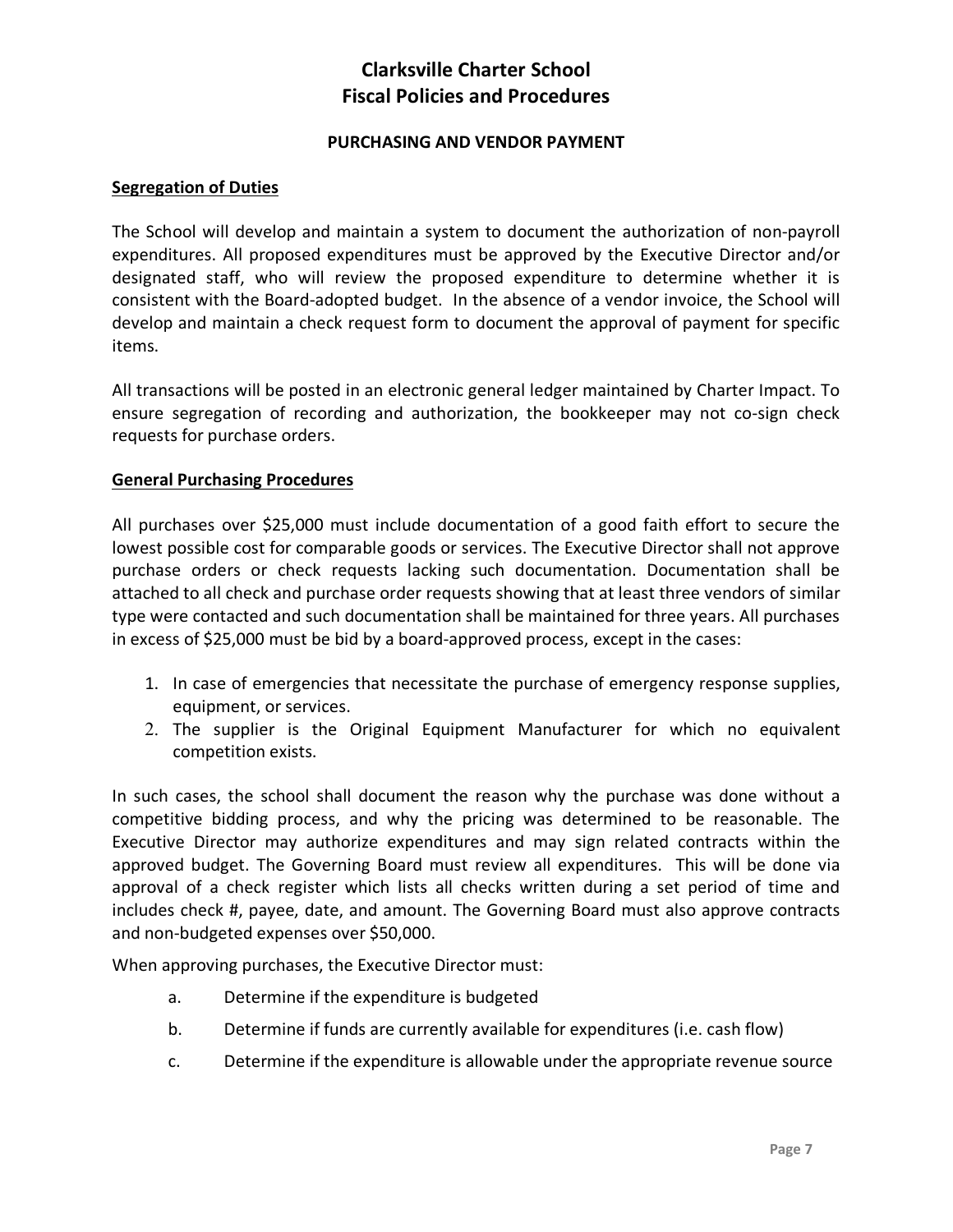# Clarksville Charter School
# Fiscal Policies and Procedures

### PURCHASING AND VENDOR PAYMENT

**Segregation of Duties**

The School will develop and maintain a system to document the authorization of non-payroll expenditures. All proposed expenditures must be approved by the Executive Director and/or designated staff, who will review the proposed expenditure to determine whether it is consistent with the Board-adopted budget. In the absence of a vendor invoice, the School will develop and maintain a check request form to document the approval of payment for specific items.

All transactions will be posted in an electronic general ledger maintained by Charter Impact. To ensure segregation of recording and authorization, the bookkeeper may not co-sign check requests for purchase orders.

**General Purchasing Procedures**

All purchases over $25,000 must include documentation of a good faith effort to secure the lowest possible cost for comparable goods or services. The Executive Director shall not approve purchase orders or check requests lacking such documentation. Documentation shall be attached to all check and purchase order requests showing that at least three vendors of similar type were contacted and such documentation shall be maintained for three years. All purchases in excess of $25,000 must be bid by a board-approved process, except in the cases:

1. In case of emergencies that necessitate the purchase of emergency response supplies, equipment, or services.
2. The supplier is the Original Equipment Manufacturer for which no equivalent competition exists.

In such cases, the school shall document the reason why the purchase was done without a competitive bidding process, and why the pricing was determined to be reasonable. The Executive Director may authorize expenditures and may sign related contracts within the approved budget. The Governing Board must review all expenditures. This will be done via approval of a check register which lists all checks written during a set period of time and includes check #, payee, date, and amount. The Governing Board must also approve contracts and non-budgeted expenses over $50,000.

When approving purchases, the Executive Director must:

a. Determine if the expenditure is budgeted

b. Determine if funds are currently available for expenditures (i.e. cash flow)

c. Determine if the expenditure is allowable under the appropriate revenue source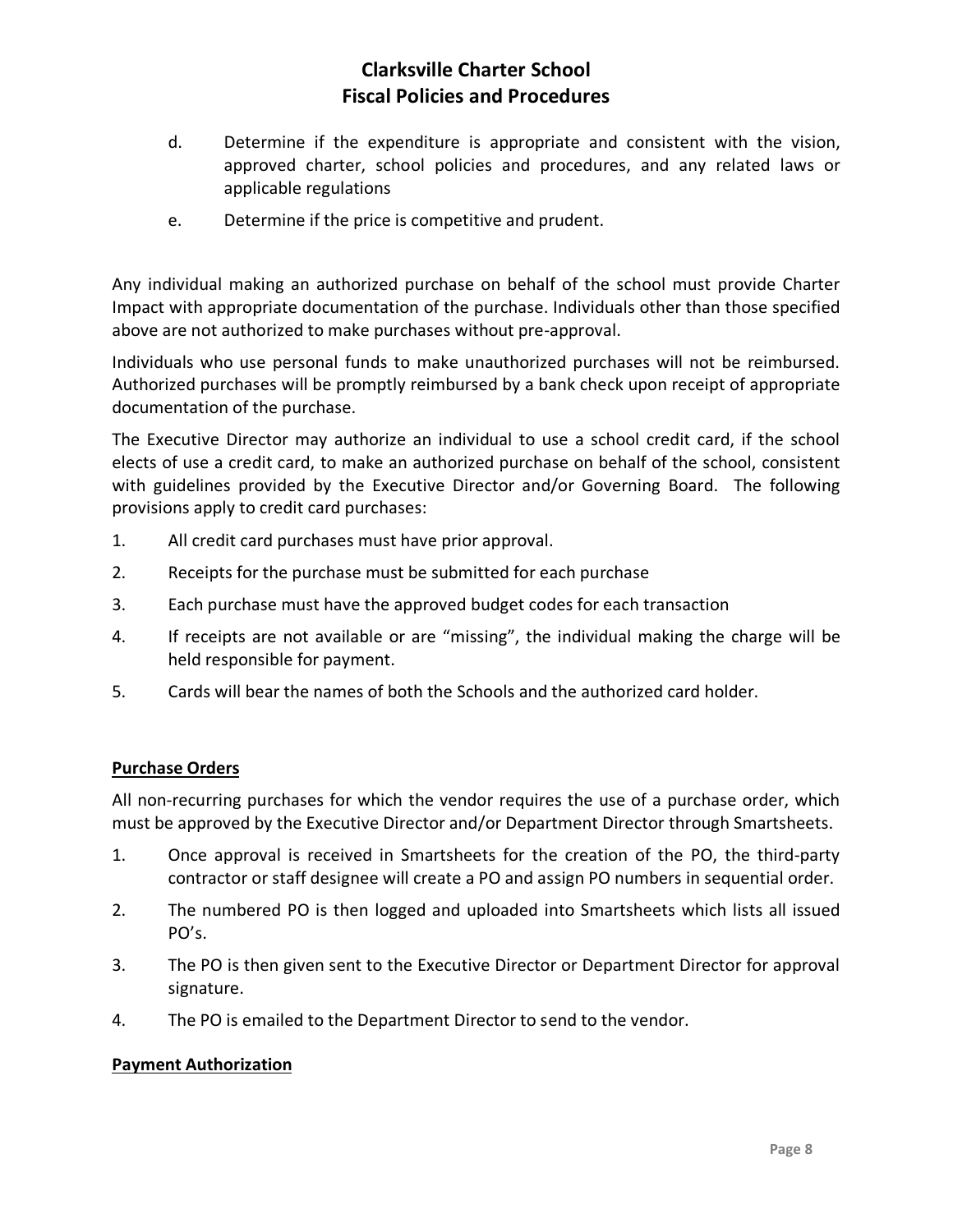d. Determine if the expenditure is appropriate and consistent with the vision, approved charter, school policies and procedures, and any related laws or applicable regulations

e. Determine if the price is competitive and prudent.

Any individual making an authorized purchase on behalf of the school must provide Charter Impact with appropriate documentation of the purchase. Individuals other than those specified above are not authorized to make purchases without pre-approval.

Individuals who use personal funds to make unauthorized purchases will not be reimbursed. Authorized purchases will be promptly reimbursed by a bank check upon receipt of appropriate documentation of the purchase.

The Executive Director may authorize an individual to use a school credit card, if the school elects of use a credit card, to make an authorized purchase on behalf of the school, consistent with guidelines provided by the Executive Director and/or Governing Board. The following provisions apply to credit card purchases:

1. All credit card purchases must have prior approval.
2. Receipts for the purchase must be submitted for each purchase
3. Each purchase must have the approved budget codes for each transaction
4. If receipts are not available or are "missing", the individual making the charge will be held responsible for payment.
5. Cards will bear the names of both the Schools and the authorized card holder.

**Purchase Orders**

All non-recurring purchases for which the vendor requires the use of a purchase order, which must be approved by the Executive Director and/or Department Director through Smartsheets.

1. Once approval is received in Smartsheets for the creation of the PO, the third-party contractor or staff designee will create a PO and assign PO numbers in sequential order.
2. The numbered PO is then logged and uploaded into Smartsheets which lists all issued PO's.
3. The PO is then given sent to the Executive Director or Department Director for approval signature.
4. The PO is emailed to the Department Director to send to the vendor.

**Payment Authorization**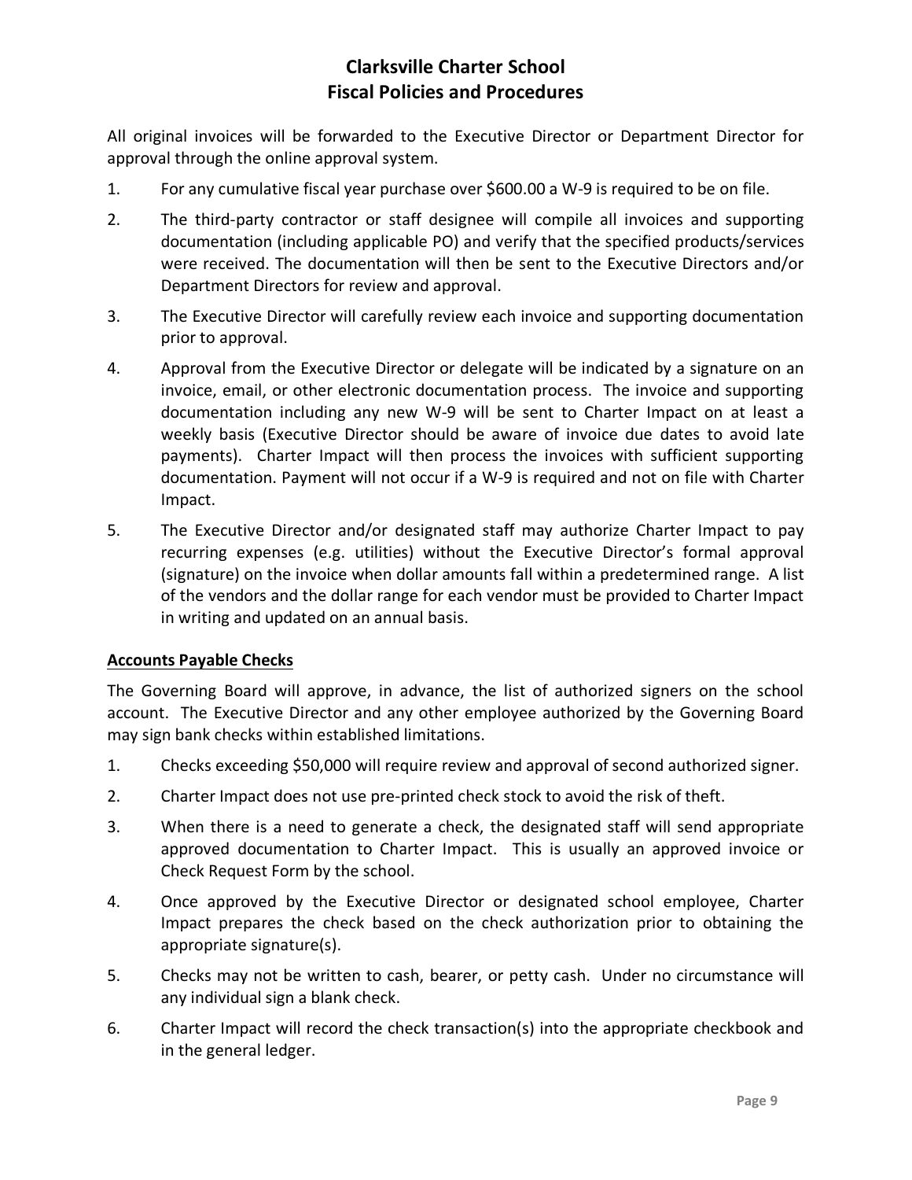All original invoices will be forwarded to the Executive Director or Department Director for approval through the online approval system.

1. For any cumulative fiscal year purchase over $600.00 a W-9 is required to be on file.
2. The third-party contractor or staff designee will compile all invoices and supporting documentation (including applicable PO) and verify that the specified products/services were received. The documentation will then be sent to the Executive Directors and/or Department Directors for review and approval.
3. The Executive Director will carefully review each invoice and supporting documentation prior to approval.
4. Approval from the Executive Director or delegate will be indicated by a signature on an invoice, email, or other electronic documentation process. The invoice and supporting documentation including any new W-9 will be sent to Charter Impact on at least a weekly basis (Executive Director should be aware of invoice due dates to avoid late payments). Charter Impact will then process the invoices with sufficient supporting documentation. Payment will not occur if a W-9 is required and not on file with Charter Impact.
5. The Executive Director and/or designated staff may authorize Charter Impact to pay recurring expenses (e.g. utilities) without the Executive Director's formal approval (signature) on the invoice when dollar amounts fall within a predetermined range. A list of the vendors and the dollar range for each vendor must be provided to Charter Impact in writing and updated on an annual basis.

**Accounts Payable Checks**

The Governing Board will approve, in advance, the list of authorized signers on the school account. The Executive Director and any other employee authorized by the Governing Board may sign bank checks within established limitations.

1. Checks exceeding $50,000 will require review and approval of second authorized signer.
2. Charter Impact does not use pre-printed check stock to avoid the risk of theft.
3. When there is a need to generate a check, the designated staff will send appropriate approved documentation to Charter Impact. This is usually an approved invoice or Check Request Form by the school.
4. Once approved by the Executive Director or designated school employee, Charter Impact prepares the check based on the check authorization prior to obtaining the appropriate signature(s).
5. Checks may not be written to cash, bearer, or petty cash. Under no circumstance will any individual sign a blank check.
6. Charter Impact will record the check transaction(s) into the appropriate checkbook and in the general ledger.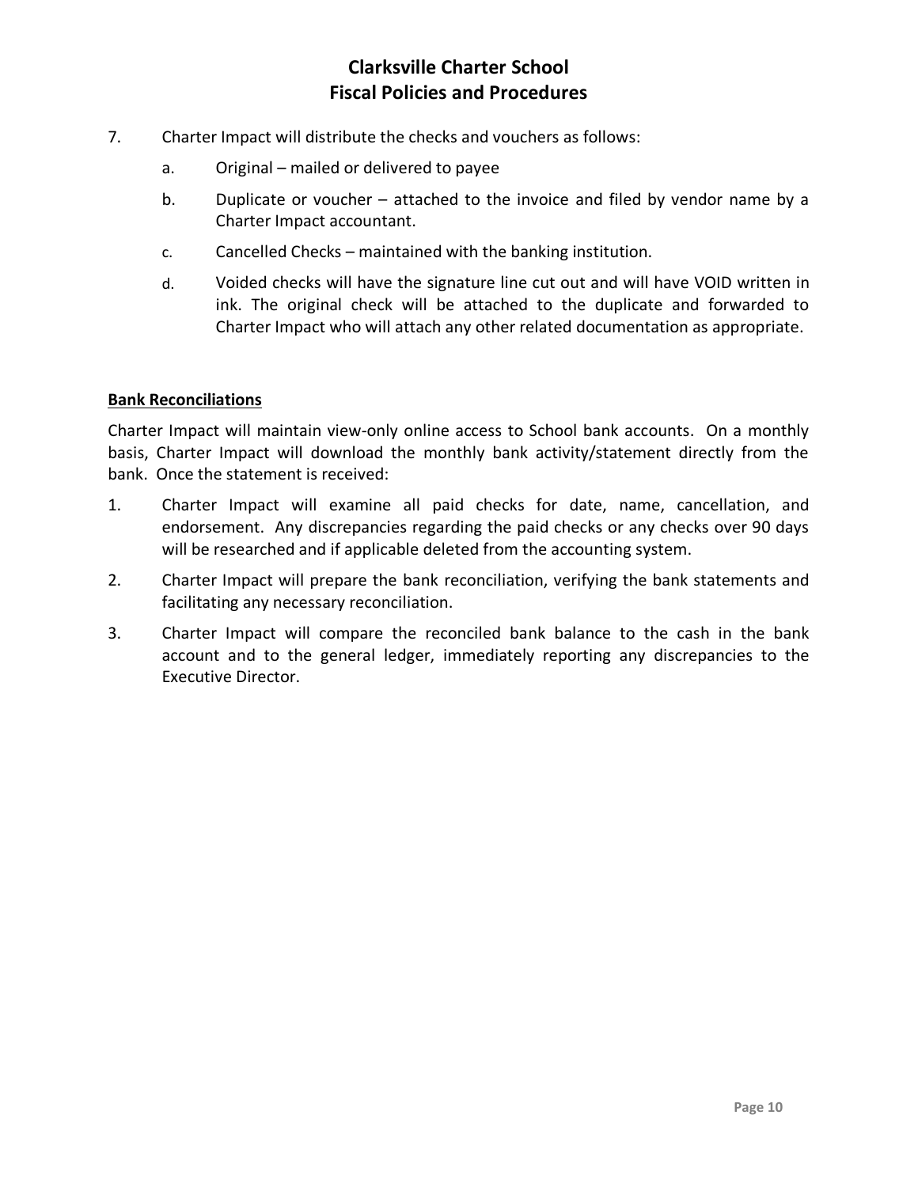7. Charter Impact will distribute the checks and vouchers as follows:

    a. Original – mailed or delivered to payee

    b. Duplicate or voucher – attached to the invoice and filed by vendor name by a Charter Impact accountant.

    c. Cancelled Checks – maintained with the banking institution.

    d. Voided checks will have the signature line cut out and will have VOID written in ink. The original check will be attached to the duplicate and forwarded to Charter Impact who will attach any other related documentation as appropriate.

**Bank Reconciliations**

Charter Impact will maintain view-only online access to School bank accounts. On a monthly basis, Charter Impact will download the monthly bank activity/statement directly from the bank. Once the statement is received:

1. Charter Impact will examine all paid checks for date, name, cancellation, and endorsement. Any discrepancies regarding the paid checks or any checks over 90 days will be researched and if applicable deleted from the accounting system.
2. Charter Impact will prepare the bank reconciliation, verifying the bank statements and facilitating any necessary reconciliation.
3. Charter Impact will compare the reconciled bank balance to the cash in the bank account and to the general ledger, immediately reporting any discrepancies to the Executive Director.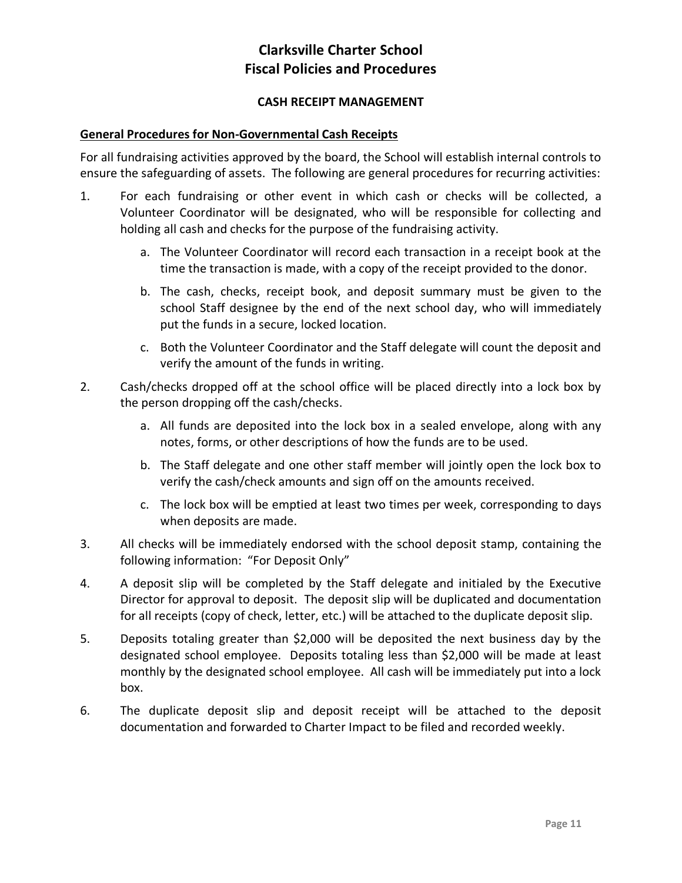# Clarksville Charter School
# Fiscal Policies and Procedures

### CASH RECEIPT MANAGEMENT

**General Procedures for Non-Governmental Cash Receipts**

For all fundraising activities approved by the board, the School will establish internal controls to ensure the safeguarding of assets. The following are general procedures for recurring activities:

1. For each fundraising or other event in which cash or checks will be collected, a Volunteer Coordinator will be designated, who will be responsible for collecting and holding all cash and checks for the purpose of the fundraising activity.
   a. The Volunteer Coordinator will record each transaction in a receipt book at the time the transaction is made, with a copy of the receipt provided to the donor.
   b. The cash, checks, receipt book, and deposit summary must be given to the school Staff designee by the end of the next school day, who will immediately put the funds in a secure, locked location.
   c. Both the Volunteer Coordinator and the Staff delegate will count the deposit and verify the amount of the funds in writing.
2. Cash/checks dropped off at the school office will be placed directly into a lock box by the person dropping off the cash/checks.
   a. All funds are deposited into the lock box in a sealed envelope, along with any notes, forms, or other descriptions of how the funds are to be used.
   b. The Staff delegate and one other staff member will jointly open the lock box to verify the cash/check amounts and sign off on the amounts received.
   c. The lock box will be emptied at least two times per week, corresponding to days when deposits are made.
3. All checks will be immediately endorsed with the school deposit stamp, containing the following information: "For Deposit Only"
4. A deposit slip will be completed by the Staff delegate and initialed by the Executive Director for approval to deposit. The deposit slip will be duplicated and documentation for all receipts (copy of check, letter, etc.) will be attached to the duplicate deposit slip.
5. Deposits totaling greater than $2,000 will be deposited the next business day by the designated school employee. Deposits totaling less than $2,000 will be made at least monthly by the designated school employee. All cash will be immediately put into a lock box.
6. The duplicate deposit slip and deposit receipt will be attached to the deposit documentation and forwarded to Charter Impact to be filed and recorded weekly.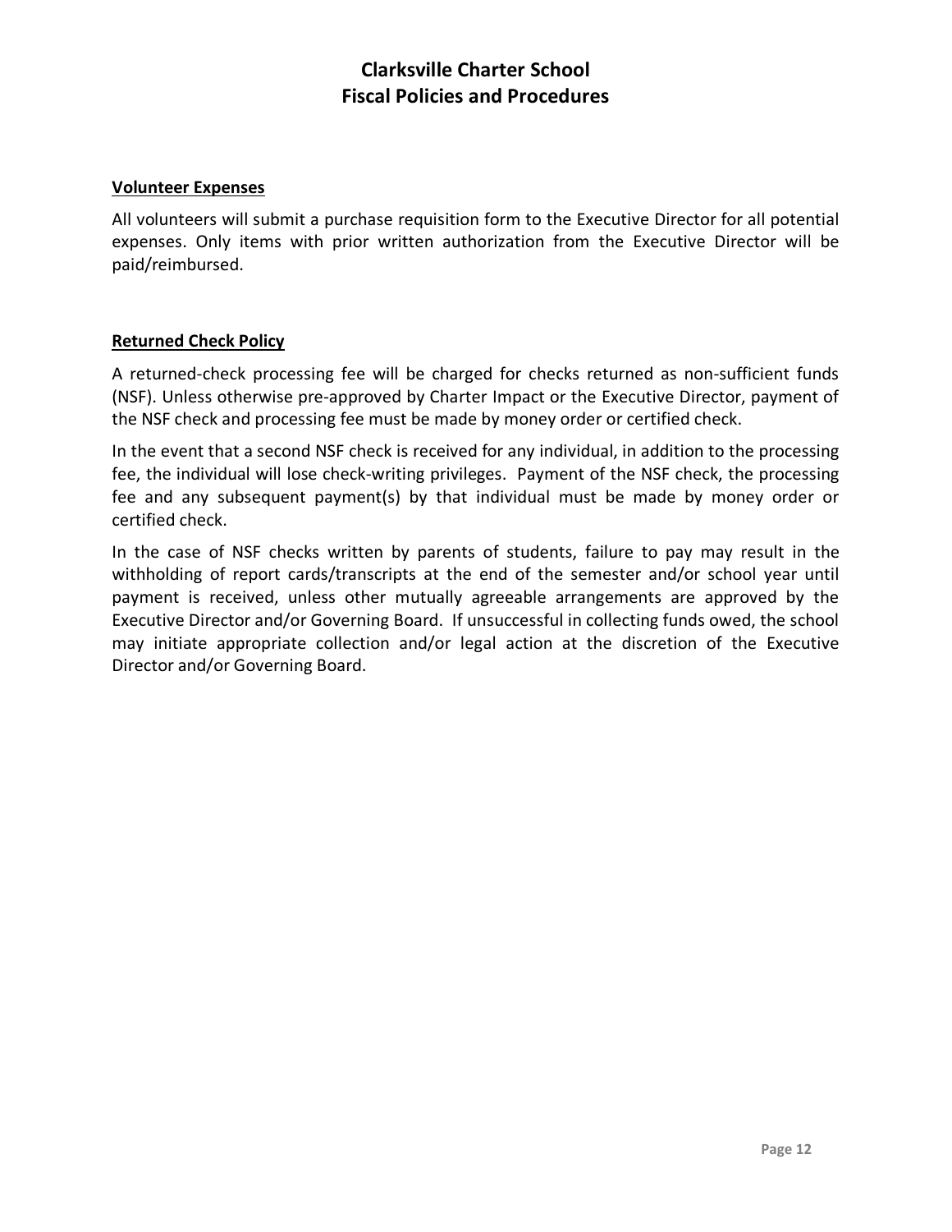**Volunteer Expenses**

All volunteers will submit a purchase requisition form to the Executive Director for all potential expenses. Only items with prior written authorization from the Executive Director will be paid/reimbursed.

**Returned Check Policy**

A returned-check processing fee will be charged for checks returned as non-sufficient funds (NSF). Unless otherwise pre-approved by Charter Impact or the Executive Director, payment of the NSF check and processing fee must be made by money order or certified check.

In the event that a second NSF check is received for any individual, in addition to the processing fee, the individual will lose check-writing privileges. Payment of the NSF check, the processing fee and any subsequent payment(s) by that individual must be made by money order or certified check.

In the case of NSF checks written by parents of students, failure to pay may result in the withholding of report cards/transcripts at the end of the semester and/or school year until payment is received, unless other mutually agreeable arrangements are approved by the Executive Director and/or Governing Board. If unsuccessful in collecting funds owed, the school may initiate appropriate collection and/or legal action at the discretion of the Executive Director and/or Governing Board.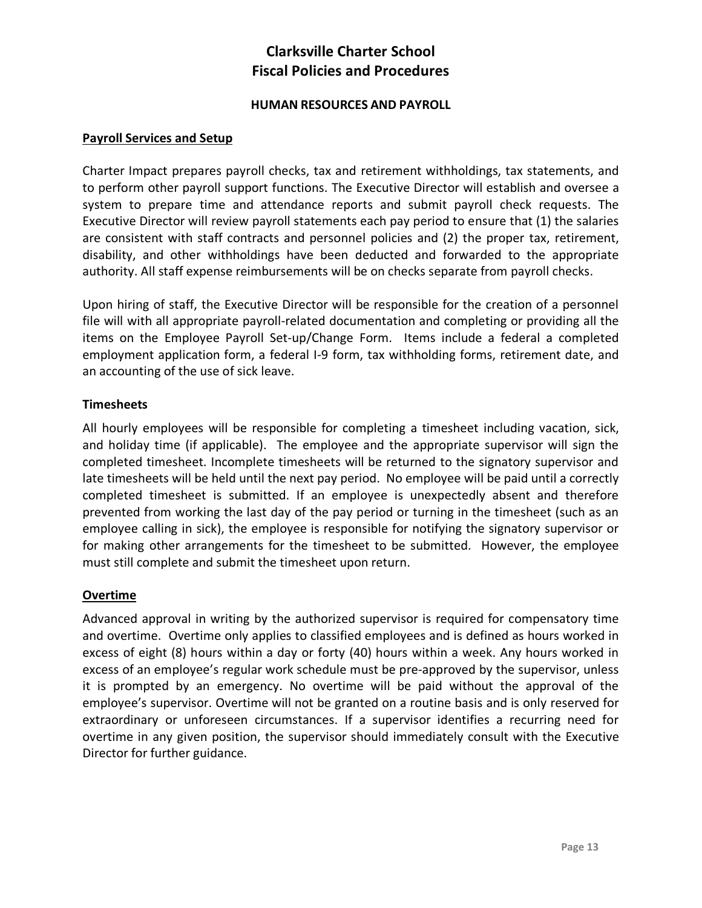# Clarksville Charter School
# Fiscal Policies and Procedures

### HUMAN RESOURCES AND PAYROLL

**Payroll Services and Setup**

Charter Impact prepares payroll checks, tax and retirement withholdings, tax statements, and to perform other payroll support functions. The Executive Director will establish and oversee a system to prepare time and attendance reports and submit payroll check requests. The Executive Director will review payroll statements each pay period to ensure that (1) the salaries are consistent with staff contracts and personnel policies and (2) the proper tax, retirement, disability, and other withholdings have been deducted and forwarded to the appropriate authority. All staff expense reimbursements will be on checks separate from payroll checks.

Upon hiring of staff, the Executive Director will be responsible for the creation of a personnel file will with all appropriate payroll-related documentation and completing or providing all the items on the Employee Payroll Set-up/Change Form. Items include a federal a completed employment application form, a federal I-9 form, tax withholding forms, retirement date, and an accounting of the use of sick leave.

**Timesheets**

All hourly employees will be responsible for completing a timesheet including vacation, sick, and holiday time (if applicable). The employee and the appropriate supervisor will sign the completed timesheet. Incomplete timesheets will be returned to the signatory supervisor and late timesheets will be held until the next pay period. No employee will be paid until a correctly completed timesheet is submitted. If an employee is unexpectedly absent and therefore prevented from working the last day of the pay period or turning in the timesheet (such as an employee calling in sick), the employee is responsible for notifying the signatory supervisor or for making other arrangements for the timesheet to be submitted. However, the employee must still complete and submit the timesheet upon return.

**Overtime**

Advanced approval in writing by the authorized supervisor is required for compensatory time and overtime. Overtime only applies to classified employees and is defined as hours worked in excess of eight (8) hours within a day or forty (40) hours within a week. Any hours worked in excess of an employee's regular work schedule must be pre-approved by the supervisor, unless it is prompted by an emergency. No overtime will be paid without the approval of the employee's supervisor. Overtime will not be granted on a routine basis and is only reserved for extraordinary or unforeseen circumstances. If a supervisor identifies a recurring need for overtime in any given position, the supervisor should immediately consult with the Executive Director for further guidance.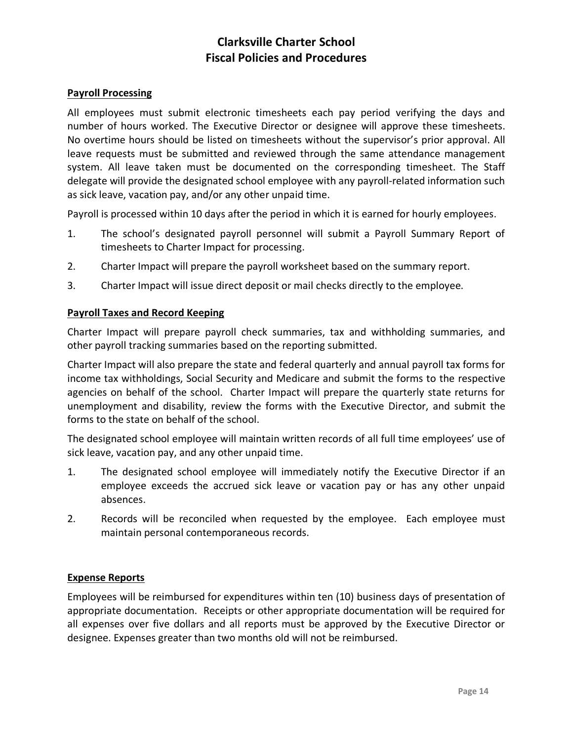# Clarksville Charter School
# Fiscal Policies and Procedures

**Payroll Processing**

All employees must submit electronic timesheets each pay period verifying the days and number of hours worked. The Executive Director or designee will approve these timesheets. No overtime hours should be listed on timesheets without the supervisor's prior approval. All leave requests must be submitted and reviewed through the same attendance management system. All leave taken must be documented on the corresponding timesheet. The Staff delegate will provide the designated school employee with any payroll-related information such as sick leave, vacation pay, and/or any other unpaid time.

Payroll is processed within 10 days after the period in which it is earned for hourly employees.

1. The school's designated payroll personnel will submit a Payroll Summary Report of timesheets to Charter Impact for processing.
2. Charter Impact will prepare the payroll worksheet based on the summary report.
3. Charter Impact will issue direct deposit or mail checks directly to the employee.

**Payroll Taxes and Record Keeping**

Charter Impact will prepare payroll check summaries, tax and withholding summaries, and other payroll tracking summaries based on the reporting submitted.

Charter Impact will also prepare the state and federal quarterly and annual payroll tax forms for income tax withholdings, Social Security and Medicare and submit the forms to the respective agencies on behalf of the school. Charter Impact will prepare the quarterly state returns for unemployment and disability, review the forms with the Executive Director, and submit the forms to the state on behalf of the school.

The designated school employee will maintain written records of all full time employees' use of sick leave, vacation pay, and any other unpaid time.

1. The designated school employee will immediately notify the Executive Director if an employee exceeds the accrued sick leave or vacation pay or has any other unpaid absences.
2. Records will be reconciled when requested by the employee. Each employee must maintain personal contemporaneous records.

**Expense Reports**

Employees will be reimbursed for expenditures within ten (10) business days of presentation of appropriate documentation. Receipts or other appropriate documentation will be required for all expenses over five dollars and all reports must be approved by the Executive Director or designee. Expenses greater than two months old will not be reimbursed.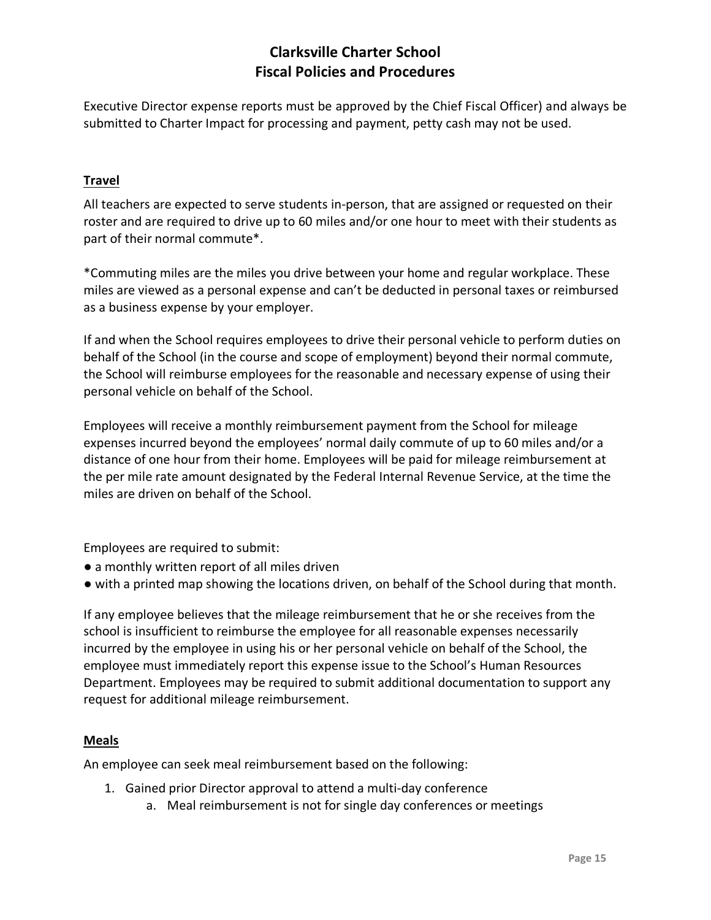Executive Director expense reports must be approved by the Chief Fiscal Officer) and always be submitted to Charter Impact for processing and payment, petty cash may not be used.

### Travel

All teachers are expected to serve students in-person, that are assigned or requested on their roster and are required to drive up to 60 miles and/or one hour to meet with their students as part of their normal commute*.

*Commuting miles are the miles you drive between your home and regular workplace. These miles are viewed as a personal expense and can't be deducted in personal taxes or reimbursed as a business expense by your employer.

If and when the School requires employees to drive their personal vehicle to perform duties on behalf of the School (in the course and scope of employment) beyond their normal commute, the School will reimburse employees for the reasonable and necessary expense of using their personal vehicle on behalf of the School.

Employees will receive a monthly reimbursement payment from the School for mileage expenses incurred beyond the employees' normal daily commute of up to 60 miles and/or a distance of one hour from their home. Employees will be paid for mileage reimbursement at the per mile rate amount designated by the Federal Internal Revenue Service, at the time the miles are driven on behalf of the School.

Employees are required to submit:

- a monthly written report of all miles driven
- with a printed map showing the locations driven, on behalf of the School during that month.

If any employee believes that the mileage reimbursement that he or she receives from the school is insufficient to reimburse the employee for all reasonable expenses necessarily incurred by the employee in using his or her personal vehicle on behalf of the School, the employee must immediately report this expense issue to the School's Human Resources Department. Employees may be required to submit additional documentation to support any request for additional mileage reimbursement.

### Meals

An employee can seek meal reimbursement based on the following:

1. Gained prior Director approval to attend a multi-day conference
   a. Meal reimbursement is not for single day conferences or meetings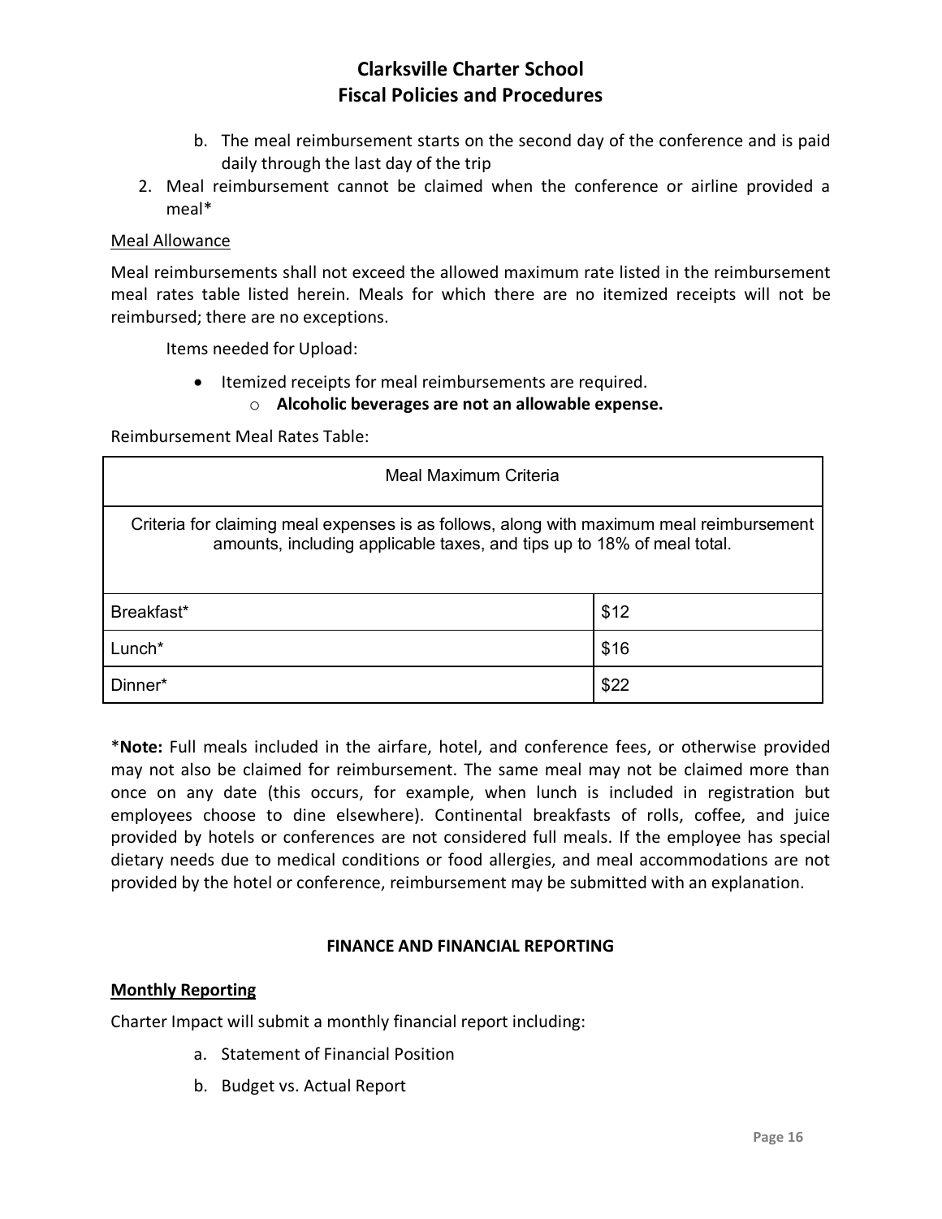b. The meal reimbursement starts on the second day of the conference and is paid daily through the last day of the trip

2. Meal reimbursement cannot be claimed when the conference or airline provided a meal*

<u>Meal Allowance</u>

Meal reimbursements shall not exceed the allowed maximum rate listed in the reimbursement meal rates table listed herein. Meals for which there are no itemized receipts will not be reimbursed; there are no exceptions.

Items needed for Upload:

- Itemized receipts for meal reimbursements are required.
  - **Alcoholic beverages are not an allowable expense.**

Reimbursement Meal Rates Table:

| Meal Maximum Criteria | |
|---|---|
| Criteria for claiming meal expenses is as follows, along with maximum meal reimbursement amounts, including applicable taxes, and tips up to 18% of meal total. | |
| Breakfast* | $12 |
| Lunch* | $16 |
| Dinner* | $22 |

***Note:** Full meals included in the airfare, hotel, and conference fees, or otherwise provided may not also be claimed for reimbursement. The same meal may not be claimed more than once on any date (this occurs, for example, when lunch is included in registration but employees choose to dine elsewhere). Continental breakfasts of rolls, coffee, and juice provided by hotels or conferences are not considered full meals. If the employee has special dietary needs due to medical conditions or food allergies, and meal accommodations are not provided by the hotel or conference, reimbursement may be submitted with an explanation.

## FINANCE AND FINANCIAL REPORTING

### Monthly Reporting

Charter Impact will submit a monthly financial report including:

a. Statement of Financial Position

b. Budget vs. Actual Report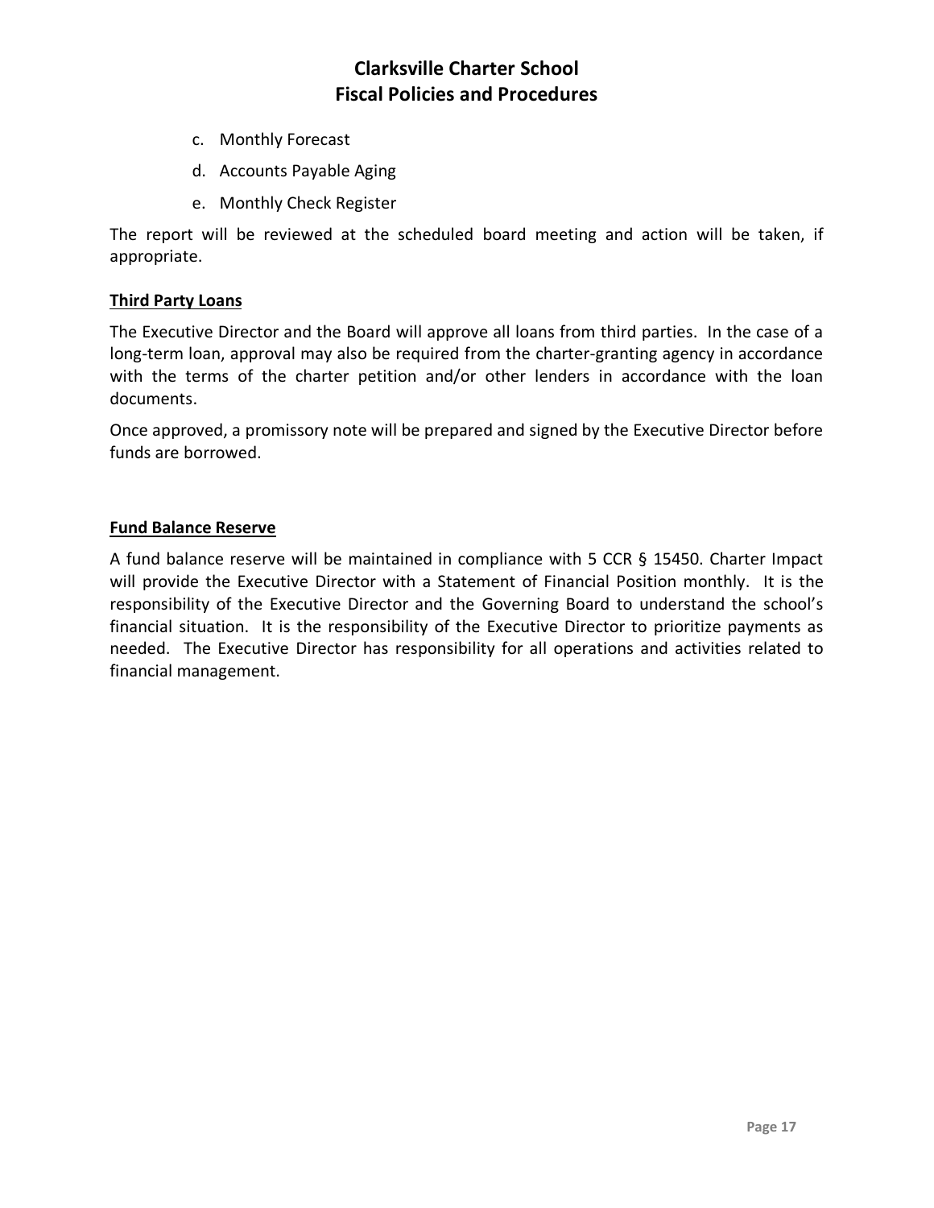c. Monthly Forecast
d. Accounts Payable Aging
e. Monthly Check Register

The report will be reviewed at the scheduled board meeting and action will be taken, if appropriate.

**Third Party Loans**

The Executive Director and the Board will approve all loans from third parties. In the case of a long-term loan, approval may also be required from the charter-granting agency in accordance with the terms of the charter petition and/or other lenders in accordance with the loan documents.

Once approved, a promissory note will be prepared and signed by the Executive Director before funds are borrowed.

**Fund Balance Reserve**

A fund balance reserve will be maintained in compliance with 5 CCR § 15450. Charter Impact will provide the Executive Director with a Statement of Financial Position monthly. It is the responsibility of the Executive Director and the Governing Board to understand the school's financial situation. It is the responsibility of the Executive Director to prioritize payments as needed. The Executive Director has responsibility for all operations and activities related to financial management.